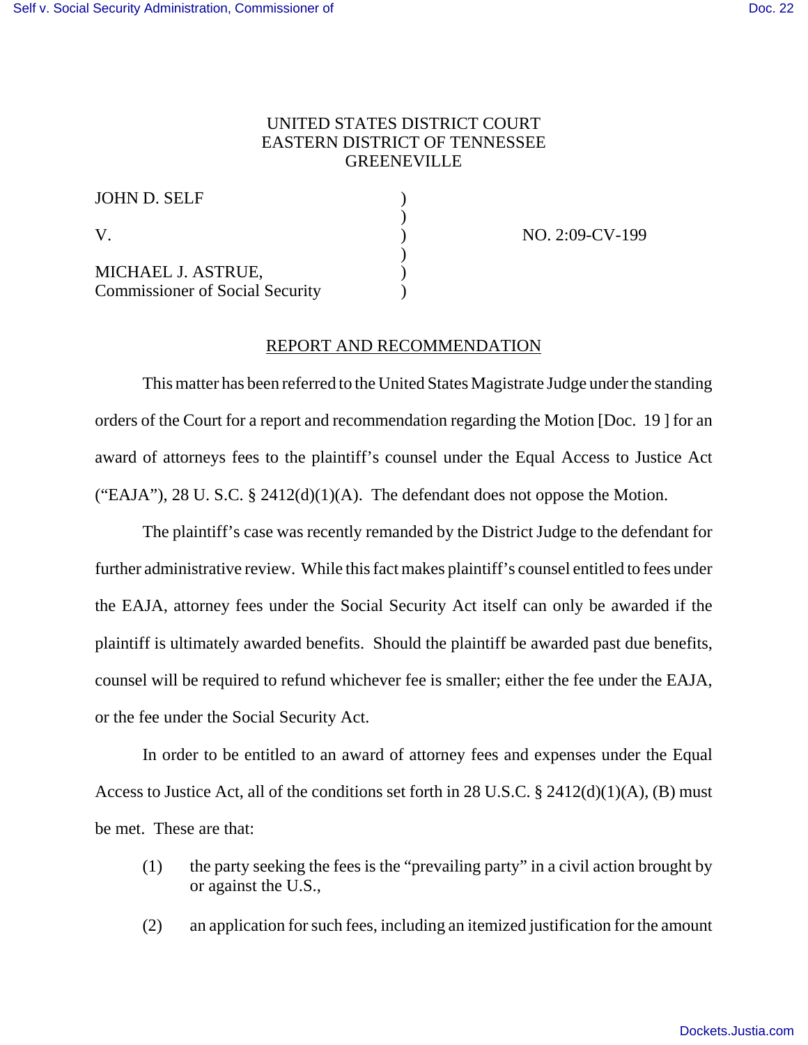UNITED STATES DISTRICT COURT
EASTERN DISTRICT OF TENNESSEE
GREENEVILLE

| | | |
|---|---|---|
| JOHN D. SELF | ) | |
| | ) | |
| V. | ) | NO. 2:09-CV-199 |
| | ) | |
| MICHAEL J. ASTRUE, | ) | |
| Commissioner of Social Security | ) | |

## REPORT AND RECOMMENDATION

This matter has been referred to the United States Magistrate Judge under the standing orders of the Court for a report and recommendation regarding the Motion [Doc. 19 ] for an award of attorneys fees to the plaintiff's counsel under the Equal Access to Justice Act ("EAJA"), 28 U. S.C. § 2412(d)(1)(A). The defendant does not oppose the Motion.

The plaintiff's case was recently remanded by the District Judge to the defendant for further administrative review. While this fact makes plaintiff's counsel entitled to fees under the EAJA, attorney fees under the Social Security Act itself can only be awarded if the plaintiff is ultimately awarded benefits. Should the plaintiff be awarded past due benefits, counsel will be required to refund whichever fee is smaller; either the fee under the EAJA, or the fee under the Social Security Act.

In order to be entitled to an award of attorney fees and expenses under the Equal Access to Justice Act, all of the conditions set forth in 28 U.S.C. § 2412(d)(1)(A), (B) must be met. These are that:

(1) the party seeking the fees is the "prevailing party" in a civil action brought by or against the U.S.,

(2) an application for such fees, including an itemized justification for the amount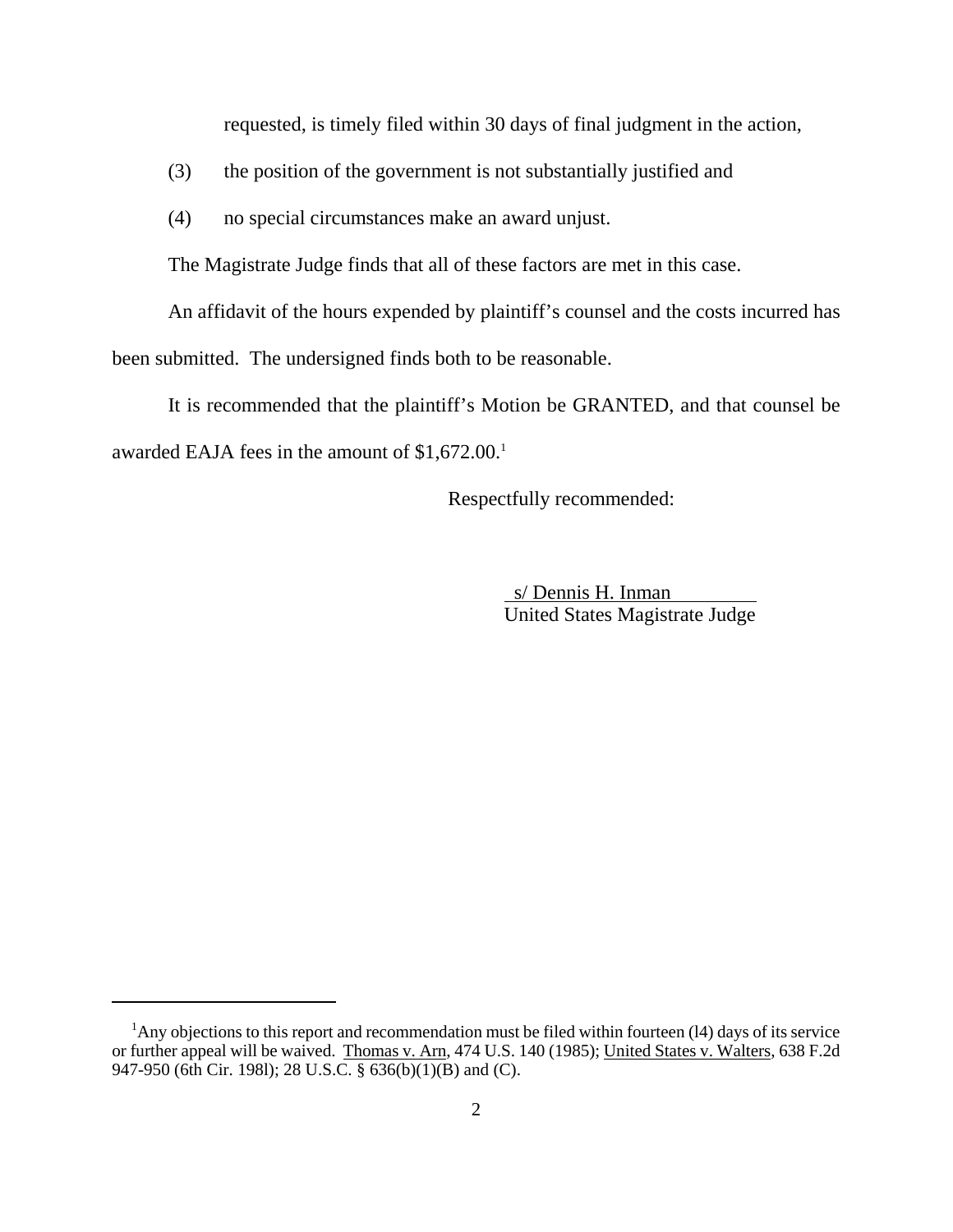requested, is timely filed within 30 days of final judgment in the action,

(3) the position of the government is not substantially justified and

(4) no special circumstances make an award unjust.

The Magistrate Judge finds that all of these factors are met in this case.

An affidavit of the hours expended by plaintiff's counsel and the costs incurred has been submitted. The undersigned finds both to be reasonable.

It is recommended that the plaintiff's Motion be GRANTED, and that counsel be awarded EAJA fees in the amount of $1,672.00.[1]

Respectfully recommended:

s/ Dennis H. Inman
United States Magistrate Judge

---

[1]Any objections to this report and recommendation must be filed within fourteen (l4) days of its service or further appeal will be waived. Thomas v. Arn, 474 U.S. 140 (1985); United States v. Walters, 638 F.2d 947-950 (6th Cir. 198l); 28 U.S.C. § 636(b)(1)(B) and (C).